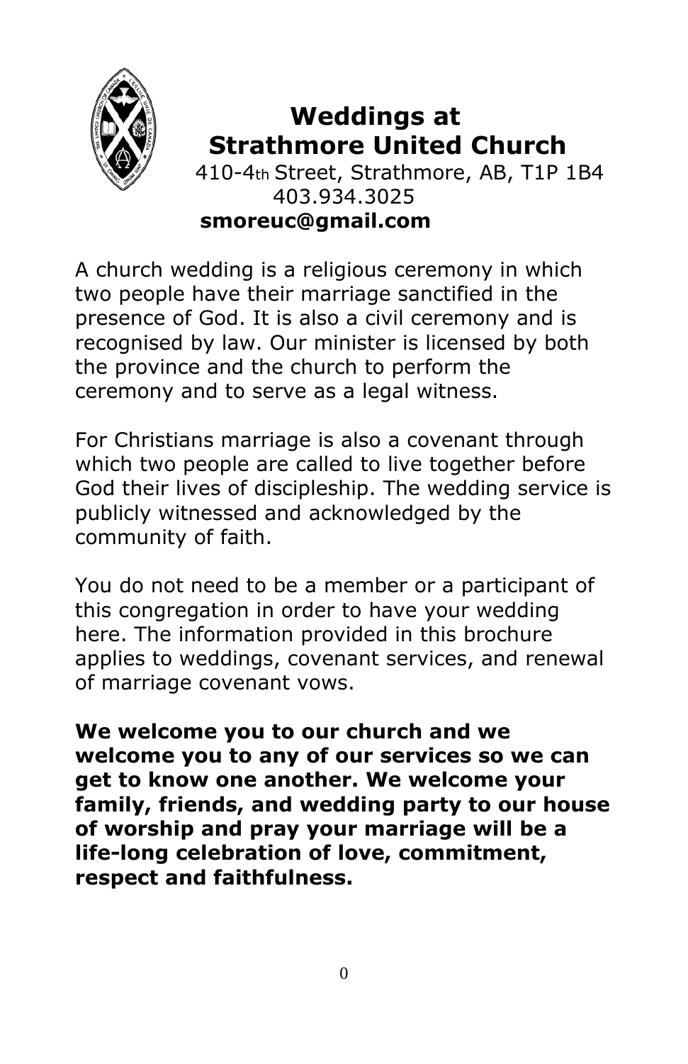# Weddings at Strathmore United Church

410-4th Street, Strathmore, AB, T1P 1B4
403.934.3025
**smoreuc@gmail.com**

A church wedding is a religious ceremony in which two people have their marriage sanctified in the presence of God. It is also a civil ceremony and is recognised by law. Our minister is licensed by both the province and the church to perform the ceremony and to serve as a legal witness.

For Christians marriage is also a covenant through which two people are called to live together before God their lives of discipleship. The wedding service is publicly witnessed and acknowledged by the community of faith.

You do not need to be a member or a participant of this congregation in order to have your wedding here. The information provided in this brochure applies to weddings, covenant services, and renewal of marriage covenant vows.

**We welcome you to our church and we welcome you to any of our services so we can get to know one another. We welcome your family, friends, and wedding party to our house of worship and pray your marriage will be a life-long celebration of love, commitment, respect and faithfulness.**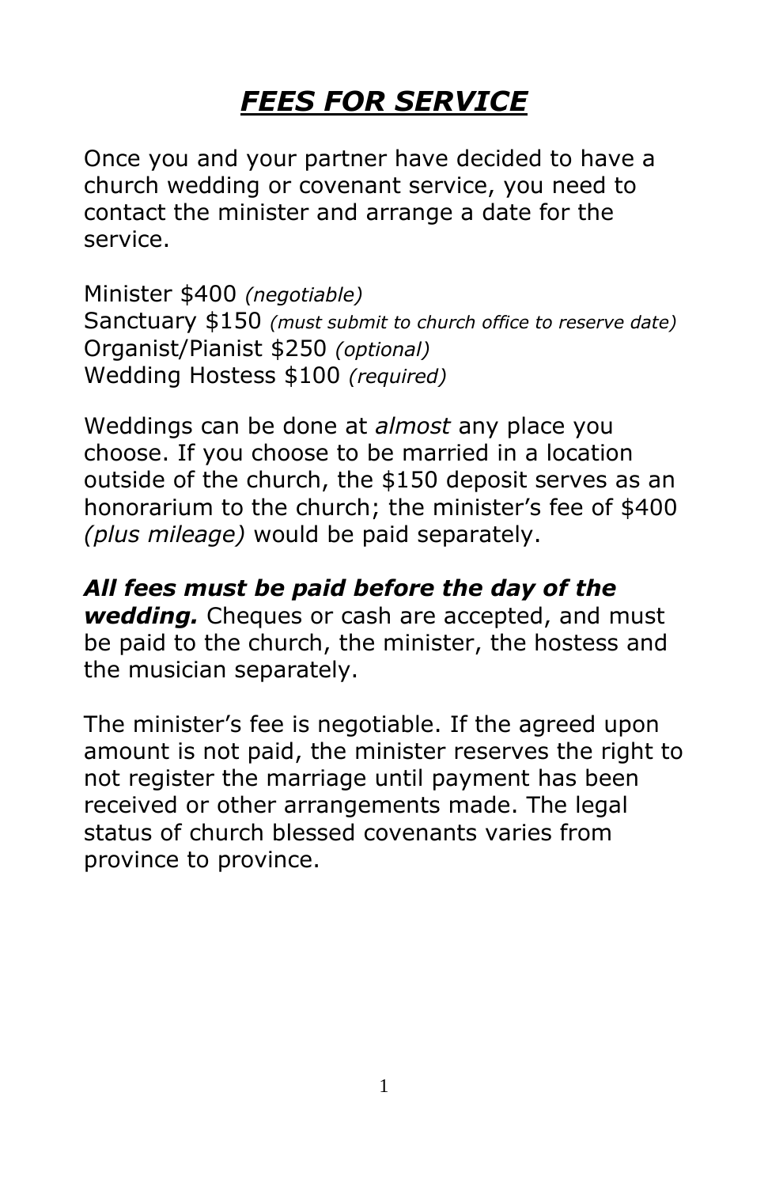# ***FEES FOR SERVICE***

Once you and your partner have decided to have a church wedding or covenant service, you need to contact the minister and arrange a date for the service.

Minister $400 *(negotiable)*
Sanctuary $150 *(must submit to church office to reserve date)*
Organist/Pianist $250 *(optional)*
Wedding Hostess $100 *(required)*

Weddings can be done at *almost* any place you choose. If you choose to be married in a location outside of the church, the $150 deposit serves as an honorarium to the church; the minister's fee of $400 *(plus mileage)* would be paid separately.

***All fees must be paid before the day of the wedding.*** Cheques or cash are accepted, and must be paid to the church, the minister, the hostess and the musician separately.

The minister's fee is negotiable. If the agreed upon amount is not paid, the minister reserves the right to not register the marriage until payment has been received or other arrangements made. The legal status of church blessed covenants varies from province to province.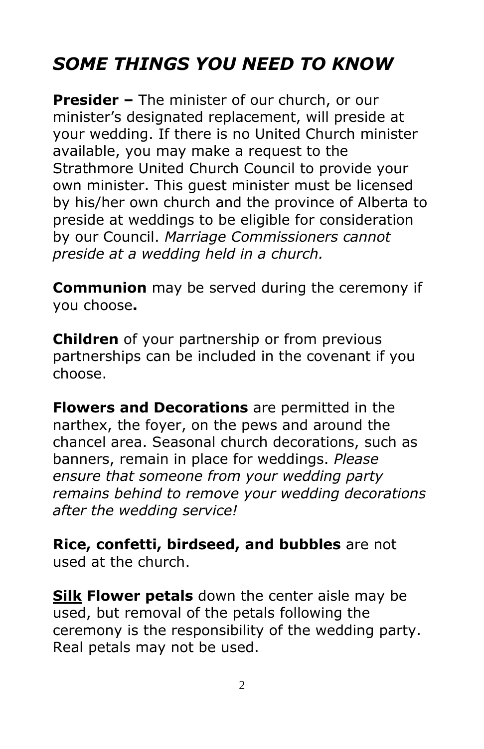# *SOME THINGS YOU NEED TO KNOW*

**Presider –** The minister of our church, or our minister's designated replacement, will preside at your wedding. If there is no United Church minister available, you may make a request to the Strathmore United Church Council to provide your own minister. This guest minister must be licensed by his/her own church and the province of Alberta to preside at weddings to be eligible for consideration by our Council. *Marriage Commissioners cannot preside at a wedding held in a church.*

**Communion** may be served during the ceremony if you choose**.**

**Children** of your partnership or from previous partnerships can be included in the covenant if you choose.

**Flowers and Decorations** are permitted in the narthex, the foyer, on the pews and around the chancel area. Seasonal church decorations, such as banners, remain in place for weddings. *Please ensure that someone from your wedding party remains behind to remove your wedding decorations after the wedding service!*

**Rice, confetti, birdseed, and bubbles** are not used at the church.

<u>**Silk**</u> **Flower petals** down the center aisle may be used, but removal of the petals following the ceremony is the responsibility of the wedding party. Real petals may not be used.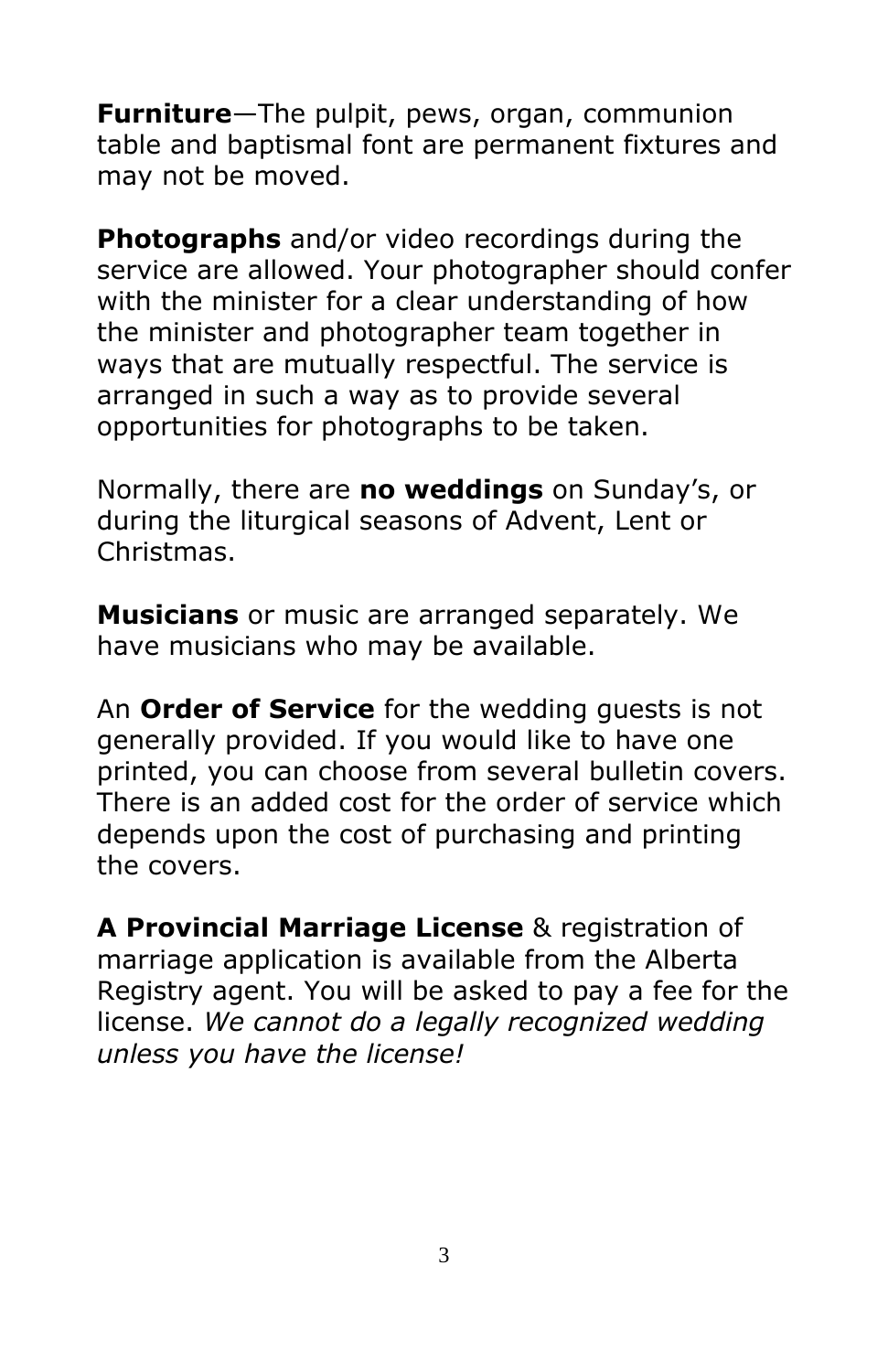**Furniture**—The pulpit, pews, organ, communion table and baptismal font are permanent fixtures and may not be moved.

**Photographs** and/or video recordings during the service are allowed. Your photographer should confer with the minister for a clear understanding of how the minister and photographer team together in ways that are mutually respectful. The service is arranged in such a way as to provide several opportunities for photographs to be taken.

Normally, there are **no weddings** on Sunday's, or during the liturgical seasons of Advent, Lent or Christmas.

**Musicians** or music are arranged separately. We have musicians who may be available.

An **Order of Service** for the wedding guests is not generally provided. If you would like to have one printed, you can choose from several bulletin covers. There is an added cost for the order of service which depends upon the cost of purchasing and printing the covers.

**A Provincial Marriage License** & registration of marriage application is available from the Alberta Registry agent. You will be asked to pay a fee for the license. *We cannot do a legally recognized wedding unless you have the license!*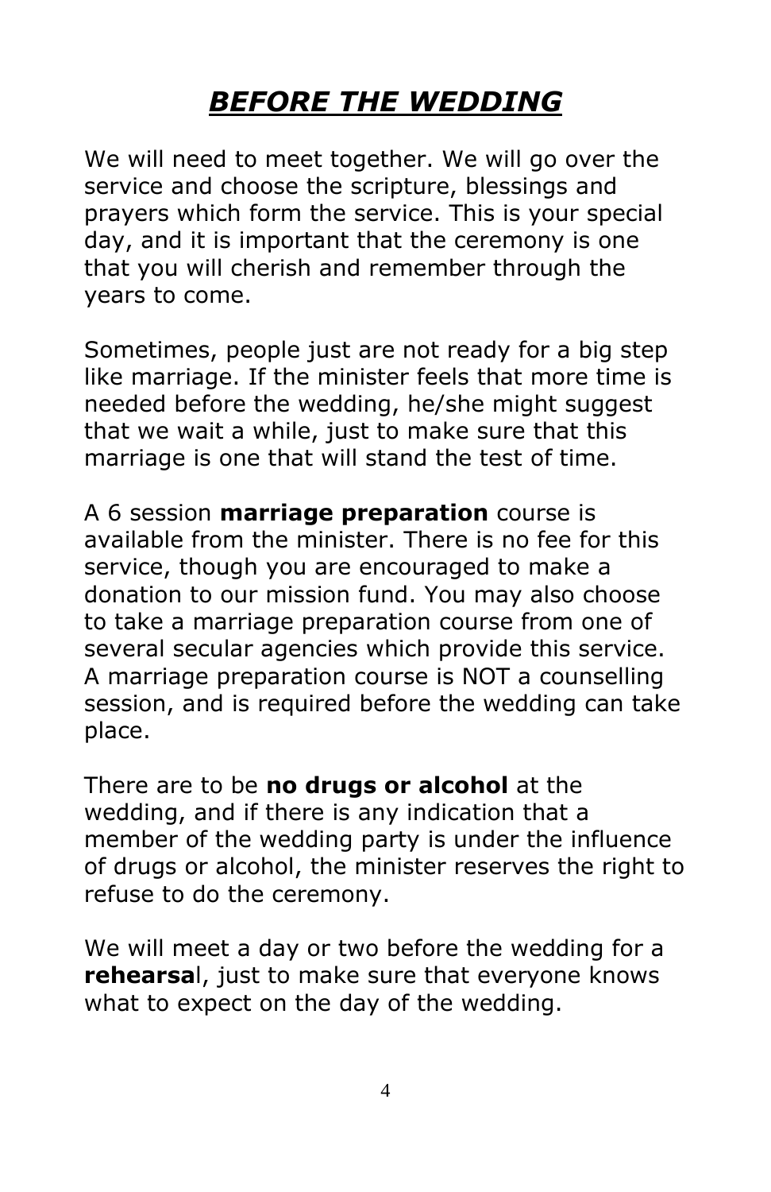# ***BEFORE THE WEDDING***

We will need to meet together. We will go over the service and choose the scripture, blessings and prayers which form the service. This is your special day, and it is important that the ceremony is one that you will cherish and remember through the years to come.

Sometimes, people just are not ready for a big step like marriage. If the minister feels that more time is needed before the wedding, he/she might suggest that we wait a while, just to make sure that this marriage is one that will stand the test of time.

A 6 session **marriage preparation** course is available from the minister. There is no fee for this service, though you are encouraged to make a donation to our mission fund. You may also choose to take a marriage preparation course from one of several secular agencies which provide this service. A marriage preparation course is NOT a counselling session, and is required before the wedding can take place.

There are to be **no drugs or alcohol** at the wedding, and if there is any indication that a member of the wedding party is under the influence of drugs or alcohol, the minister reserves the right to refuse to do the ceremony.

We will meet a day or two before the wedding for a **rehearsa**l, just to make sure that everyone knows what to expect on the day of the wedding.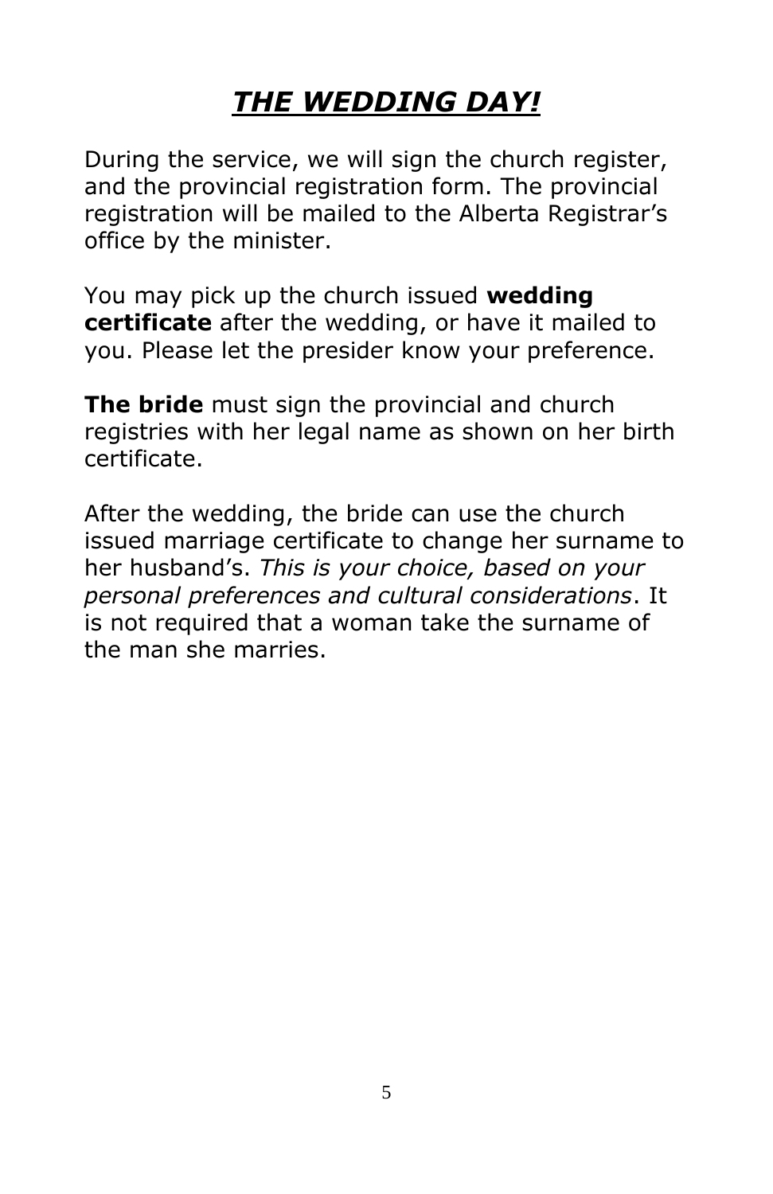# ***THE WEDDING DAY!***

During the service, we will sign the church register, and the provincial registration form. The provincial registration will be mailed to the Alberta Registrar's office by the minister.

You may pick up the church issued **wedding certificate** after the wedding, or have it mailed to you. Please let the presider know your preference.

**The bride** must sign the provincial and church registries with her legal name as shown on her birth certificate.

After the wedding, the bride can use the church issued marriage certificate to change her surname to her husband's. *This is your choice, based on your personal preferences and cultural considerations*. It is not required that a woman take the surname of the man she marries.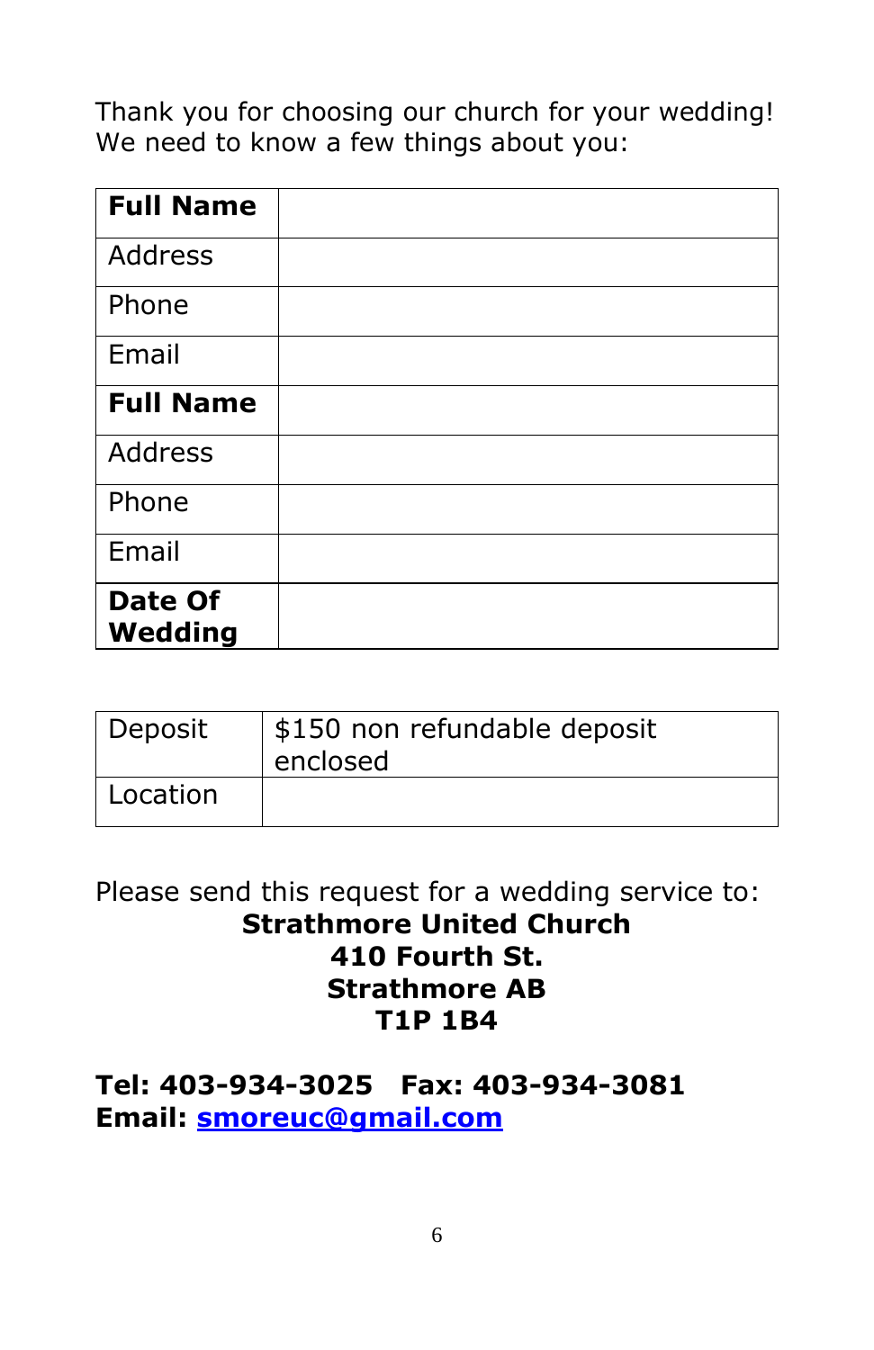Thank you for choosing our church for your wedding!
We need to know a few things about you:

| **Full Name** | |
|---|---|
| Address | |
| Phone | |
| Email | |
| **Full Name** | |
| Address | |
| Phone | |
| Email | |
| **Date Of Wedding** | |

| Deposit | $150 non refundable deposit enclosed |
|---|---|
| Location | |

Please send this request for a wedding service to:

**Strathmore United Church**
**410 Fourth St.**
**Strathmore AB**
**T1P 1B4**

**Tel: 403-934-3025   Fax: 403-934-3081**
**Email: smoreuc@gmail.com**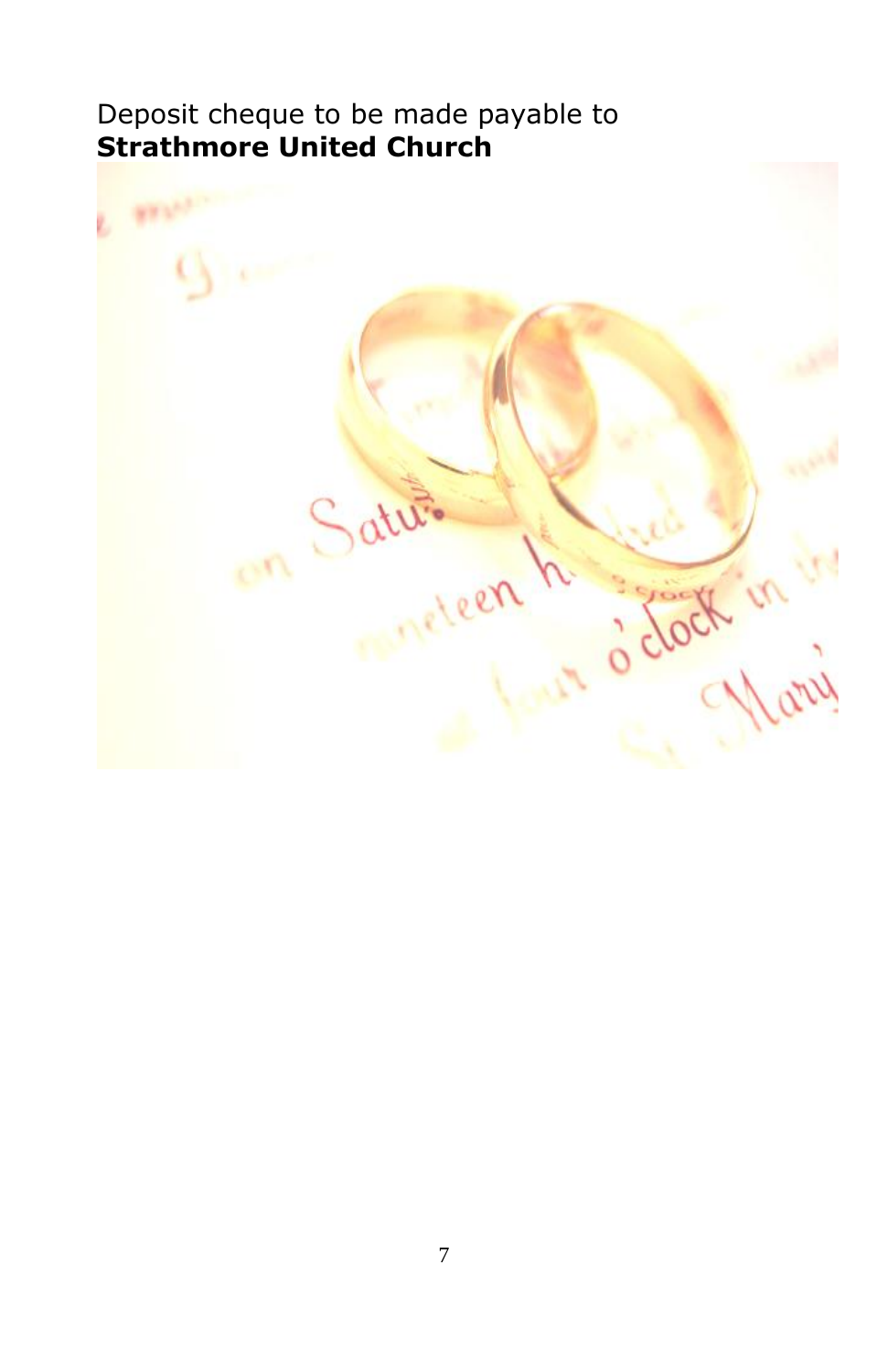Deposit cheque to be made payable to
**Strathmore United Church**